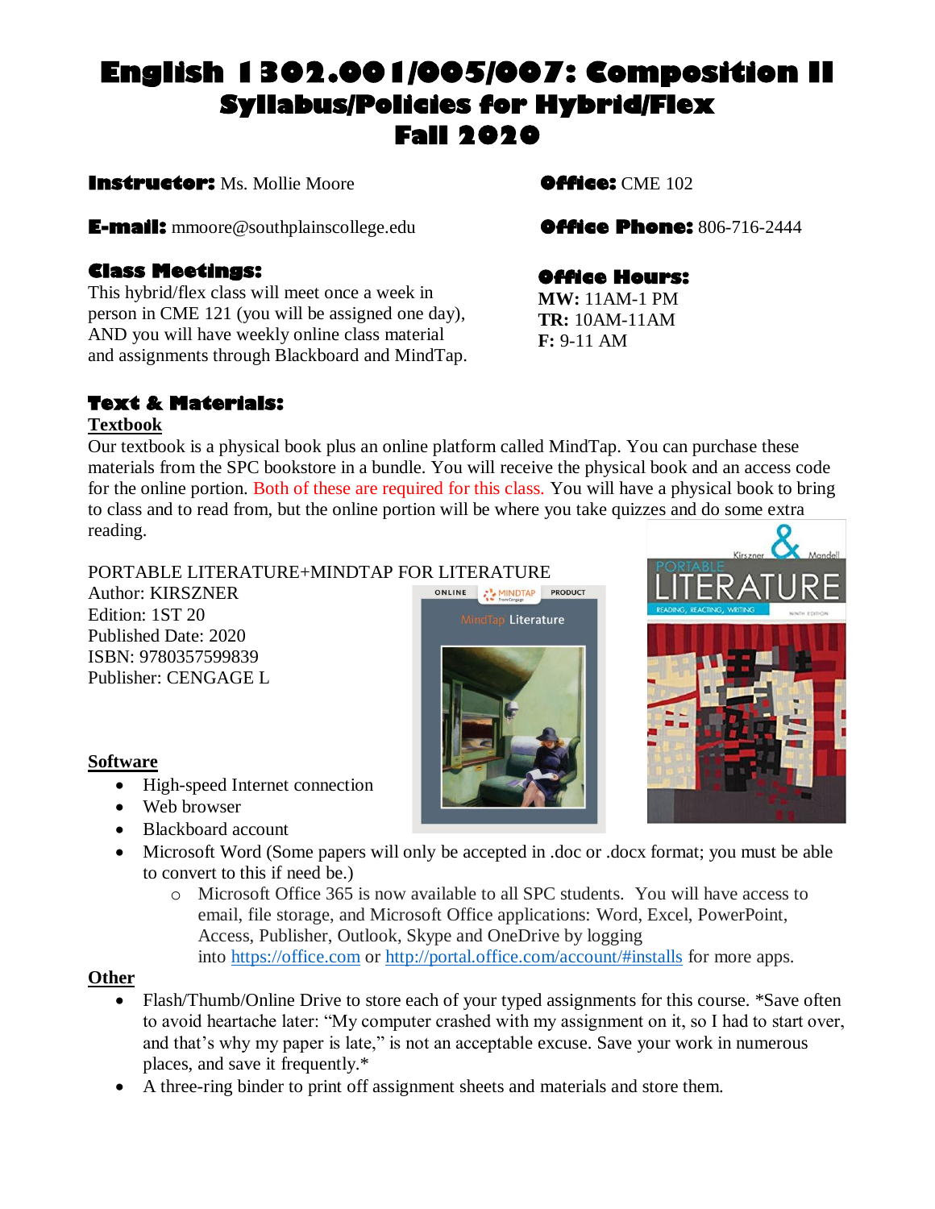# English 1302.001/005/007: Composition II
## Syllabus/Policies for Hybrid/Flex
## Fall 2020

**Instructor:** Ms. Mollie Moore

**Office:** CME 102

**E-mail:** mmoore@southplainscollege.edu

**Office Phone:** 806-716-2444

### Class Meetings:

This hybrid/flex class will meet once a week in person in CME 121 (you will be assigned one day), AND you will have weekly online class material and assignments through Blackboard and MindTap.

### Office Hours:

**MW:** 11AM-1 PM
**TR:** 10AM-11AM
**F:** 9-11 AM

### Text & Materials:

**Textbook**

Our textbook is a physical book plus an online platform called MindTap. You can purchase these materials from the SPC bookstore in a bundle. You will receive the physical book and an access code for the online portion. Both of these are required for this class. You will have a physical book to bring to class and to read from, but the online portion will be where you take quizzes and do some extra reading.

PORTABLE LITERATURE+MINDTAP FOR LITERATURE
Author: KIRSZNER
Edition: 1ST 20
Published Date: 2020
ISBN: 9780357599839
Publisher: CENGAGE L

**Software**

- High-speed Internet connection
- Web browser
- Blackboard account
- Microsoft Word (Some papers will only be accepted in .doc or .docx format; you must be able to convert to this if need be.)
    - Microsoft Office 365 is now available to all SPC students. You will have access to email, file storage, and Microsoft Office applications: Word, Excel, PowerPoint, Access, Publisher, Outlook, Skype and OneDrive by logging into https://office.com or http://portal.office.com/account/#installs for more apps.

**Other**

- Flash/Thumb/Online Drive to store each of your typed assignments for this course. *Save often to avoid heartache later: "My computer crashed with my assignment on it, so I had to start over, and that's why my paper is late," is not an acceptable excuse. Save your work in numerous places, and save it frequently.*
- A three-ring binder to print off assignment sheets and materials and store them.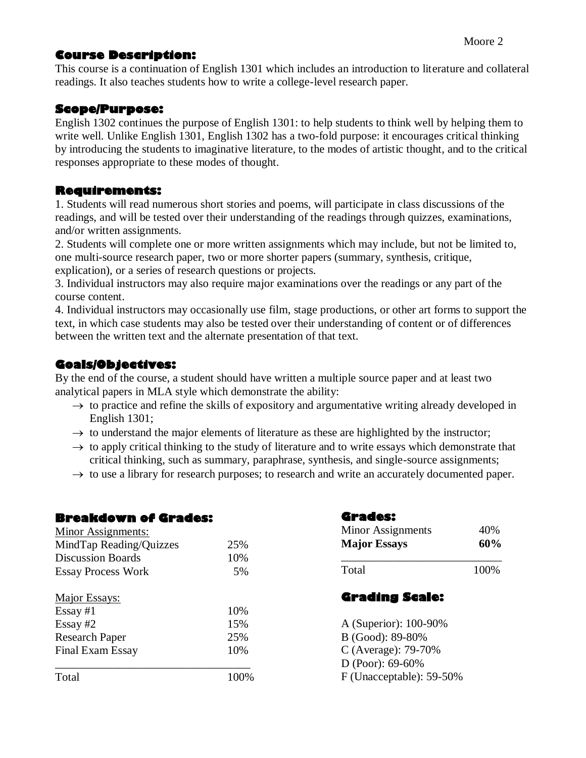## Course Description:

This course is a continuation of English 1301 which includes an introduction to literature and collateral readings. It also teaches students how to write a college-level research paper.

## Scope/Purpose:

English 1302 continues the purpose of English 1301: to help students to think well by helping them to write well. Unlike English 1301, English 1302 has a two-fold purpose: it encourages critical thinking by introducing the students to imaginative literature, to the modes of artistic thought, and to the critical responses appropriate to these modes of thought.

## Requirements:

1. Students will read numerous short stories and poems, will participate in class discussions of the readings, and will be tested over their understanding of the readings through quizzes, examinations, and/or written assignments.
2. Students will complete one or more written assignments which may include, but not be limited to, one multi-source research paper, two or more shorter papers (summary, synthesis, critique, explication), or a series of research questions or projects.
3. Individual instructors may also require major examinations over the readings or any part of the course content.
4. Individual instructors may occasionally use film, stage productions, or other art forms to support the text, in which case students may also be tested over their understanding of content or of differences between the written text and the alternate presentation of that text.

## Goals/Objectives:

By the end of the course, a student should have written a multiple source paper and at least two analytical papers in MLA style which demonstrate the ability:

- → to practice and refine the skills of expository and argumentative writing already developed in English 1301;
- → to understand the major elements of literature as these are highlighted by the instructor;
- → to apply critical thinking to the study of literature and to write essays which demonstrate that critical thinking, such as summary, paraphrase, synthesis, and single-source assignments;
- → to use a library for research purposes; to research and write an accurately documented paper.

## Breakdown of Grades:

| Minor Assignments: | |
|---|---|
| MindTap Reading/Quizzes | 25% |
| Discussion Boards | 10% |
| Essay Process Work | 5% |
| **Major Essays:** | |
| Essay #1 | 10% |
| Essay #2 | 15% |
| Research Paper | 25% |
| Final Exam Essay | 10% |
| Total | 100% |

## Grades:

| | |
|---|---|
| Minor Assignments | 40% |
| **Major Essays** | **60%** |
| Total | 100% |

## Grading Scale:

A (Superior): 100-90%
B (Good): 89-80%
C (Average): 79-70%
D (Poor): 69-60%
F (Unacceptable): 59-50%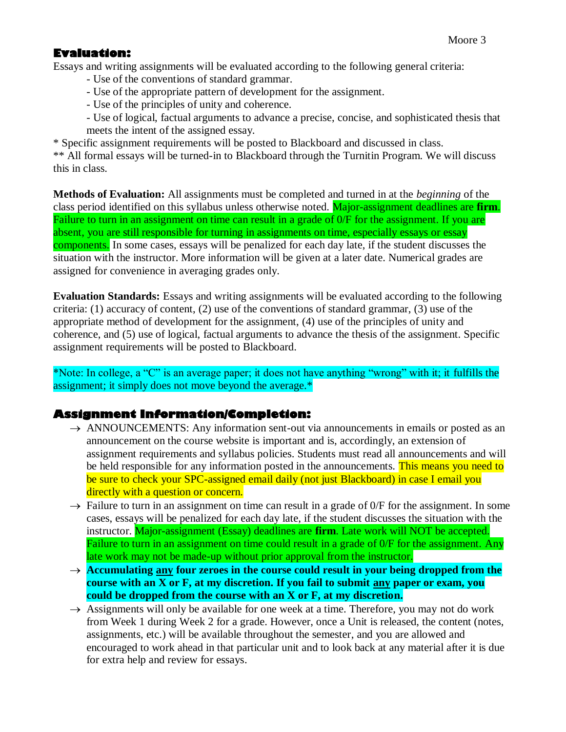## Evaluation:

Essays and writing assignments will be evaluated according to the following general criteria:

- Use of the conventions of standard grammar.
- Use of the appropriate pattern of development for the assignment.
- Use of the principles of unity and coherence.
- Use of logical, factual arguments to advance a precise, concise, and sophisticated thesis that meets the intent of the assigned essay.

* Specific assignment requirements will be posted to Blackboard and discussed in class.
** All formal essays will be turned-in to Blackboard through the Turnitin Program. We will discuss this in class.

**Methods of Evaluation:** All assignments must be completed and turned in at the *beginning* of the class period identified on this syllabus unless otherwise noted. Major-assignment deadlines are **firm**. Failure to turn in an assignment on time can result in a grade of 0/F for the assignment. If you are absent, you are still responsible for turning in assignments on time, especially essays or essay components. In some cases, essays will be penalized for each day late, if the student discusses the situation with the instructor. More information will be given at a later date. Numerical grades are assigned for convenience in averaging grades only.

**Evaluation Standards:** Essays and writing assignments will be evaluated according to the following criteria: (1) accuracy of content, (2) use of the conventions of standard grammar, (3) use of the appropriate method of development for the assignment, (4) use of the principles of unity and coherence, and (5) use of logical, factual arguments to advance the thesis of the assignment. Specific assignment requirements will be posted to Blackboard.

*Note: In college, a "C" is an average paper; it does not have anything "wrong" with it; it fulfills the assignment; it simply does not move beyond the average.*

## Assignment Information/Completion:

→ ANNOUNCEMENTS: Any information sent-out via announcements in emails or posted as an announcement on the course website is important and is, accordingly, an extension of assignment requirements and syllabus policies. Students must read all announcements and will be held responsible for any information posted in the announcements. This means you need to be sure to check your SPC-assigned email daily (not just Blackboard) in case I email you directly with a question or concern.

→ Failure to turn in an assignment on time can result in a grade of 0/F for the assignment. In some cases, essays will be penalized for each day late, if the student discusses the situation with the instructor. Major-assignment (Essay) deadlines are **firm**. Late work will NOT be accepted. Failure to turn in an assignment on time could result in a grade of 0/F for the assignment. Any late work may not be made-up without prior approval from the instructor.

→ **Accumulating <u>any</u> four zeroes in the course could result in your being dropped from the course with an X or F, at my discretion. If you fail to submit <u>any</u> paper or exam, you could be dropped from the course with an X or F, at my discretion.**

→ Assignments will only be available for one week at a time. Therefore, you may not do work from Week 1 during Week 2 for a grade. However, once a Unit is released, the content (notes, assignments, etc.) will be available throughout the semester, and you are allowed and encouraged to work ahead in that particular unit and to look back at any material after it is due for extra help and review for essays.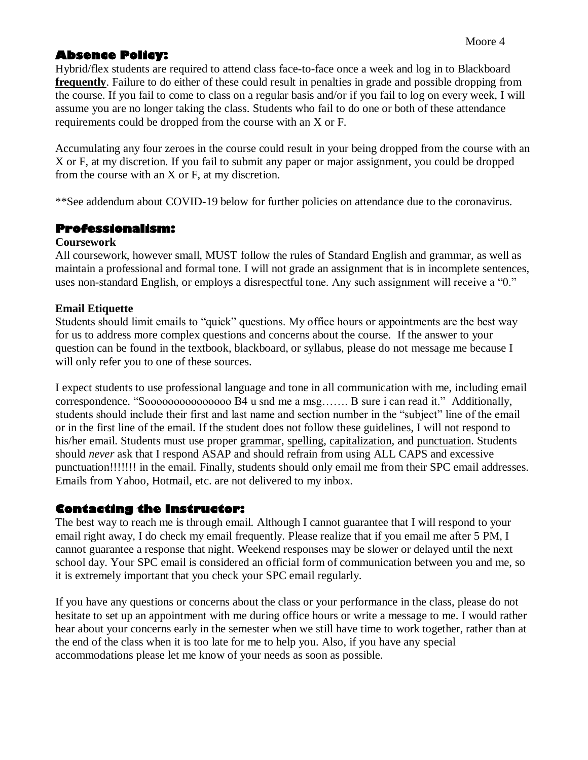## Absence Policy:

Hybrid/flex students are required to attend class face-to-face once a week and log in to Blackboard **frequently**. Failure to do either of these could result in penalties in grade and possible dropping from the course. If you fail to come to class on a regular basis and/or if you fail to log on every week, I will assume you are no longer taking the class. Students who fail to do one or both of these attendance requirements could be dropped from the course with an X or F.

Accumulating any four zeroes in the course could result in your being dropped from the course with an X or F, at my discretion. If you fail to submit any paper or major assignment, you could be dropped from the course with an X or F, at my discretion.

**See addendum about COVID-19 below for further policies on attendance due to the coronavirus.

## Professionalism:

### Coursework

All coursework, however small, MUST follow the rules of Standard English and grammar, as well as maintain a professional and formal tone. I will not grade an assignment that is in incomplete sentences, uses non-standard English, or employs a disrespectful tone. Any such assignment will receive a "0."

### Email Etiquette

Students should limit emails to "quick" questions. My office hours or appointments are the best way for us to address more complex questions and concerns about the course. If the answer to your question can be found in the textbook, blackboard, or syllabus, please do not message me because I will only refer you to one of these sources.

I expect students to use professional language and tone in all communication with me, including email correspondence. "Soooooooooooooooo B4 u snd me a msg……. B sure i can read it." Additionally, students should include their first and last name and section number in the "subject" line of the email or in the first line of the email. If the student does not follow these guidelines, I will not respond to his/her email. Students must use proper grammar, spelling, capitalization, and punctuation. Students should *never* ask that I respond ASAP and should refrain from using ALL CAPS and excessive punctuation!!!!!!! in the email. Finally, students should only email me from their SPC email addresses. Emails from Yahoo, Hotmail, etc. are not delivered to my inbox.

## Contacting the Instructor:

The best way to reach me is through email. Although I cannot guarantee that I will respond to your email right away, I do check my email frequently. Please realize that if you email me after 5 PM, I cannot guarantee a response that night. Weekend responses may be slower or delayed until the next school day. Your SPC email is considered an official form of communication between you and me, so it is extremely important that you check your SPC email regularly.

If you have any questions or concerns about the class or your performance in the class, please do not hesitate to set up an appointment with me during office hours or write a message to me. I would rather hear about your concerns early in the semester when we still have time to work together, rather than at the end of the class when it is too late for me to help you. Also, if you have any special accommodations please let me know of your needs as soon as possible.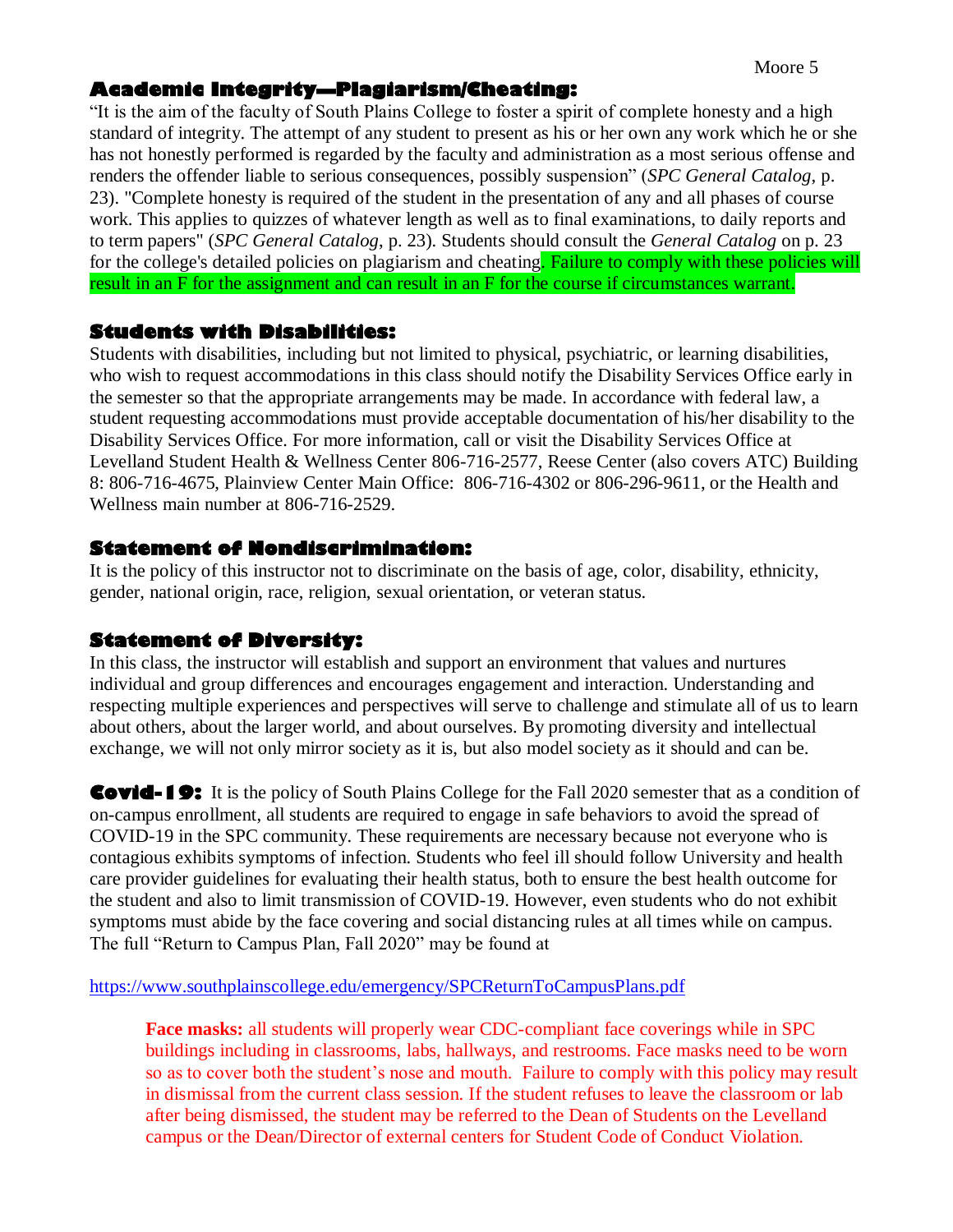## Academic Integrity—Plagiarism/Cheating:

"It is the aim of the faculty of South Plains College to foster a spirit of complete honesty and a high standard of integrity. The attempt of any student to present as his or her own any work which he or she has not honestly performed is regarded by the faculty and administration as a most serious offense and renders the offender liable to serious consequences, possibly suspension" (*SPC General Catalog*, p. 23). "Complete honesty is required of the student in the presentation of any and all phases of course work. This applies to quizzes of whatever length as well as to final examinations, to daily reports and to term papers" (*SPC General Catalog*, p. 23). Students should consult the *General Catalog* on p. 23 for the college's detailed policies on plagiarism and cheating. Failure to comply with these policies will result in an F for the assignment and can result in an F for the course if circumstances warrant.

## Students with Disabilities:

Students with disabilities, including but not limited to physical, psychiatric, or learning disabilities, who wish to request accommodations in this class should notify the Disability Services Office early in the semester so that the appropriate arrangements may be made. In accordance with federal law, a student requesting accommodations must provide acceptable documentation of his/her disability to the Disability Services Office. For more information, call or visit the Disability Services Office at Levelland Student Health & Wellness Center 806-716-2577, Reese Center (also covers ATC) Building 8: 806-716-4675, Plainview Center Main Office: 806-716-4302 or 806-296-9611, or the Health and Wellness main number at 806-716-2529.

## Statement of Nondiscrimination:

It is the policy of this instructor not to discriminate on the basis of age, color, disability, ethnicity, gender, national origin, race, religion, sexual orientation, or veteran status.

## Statement of Diversity:

In this class, the instructor will establish and support an environment that values and nurtures individual and group differences and encourages engagement and interaction. Understanding and respecting multiple experiences and perspectives will serve to challenge and stimulate all of us to learn about others, about the larger world, and about ourselves. By promoting diversity and intellectual exchange, we will not only mirror society as it is, but also model society as it should and can be.

**Covid-19:** It is the policy of South Plains College for the Fall 2020 semester that as a condition of on-campus enrollment, all students are required to engage in safe behaviors to avoid the spread of COVID-19 in the SPC community. These requirements are necessary because not everyone who is contagious exhibits symptoms of infection. Students who feel ill should follow University and health care provider guidelines for evaluating their health status, both to ensure the best health outcome for the student and also to limit transmission of COVID-19. However, even students who do not exhibit symptoms must abide by the face covering and social distancing rules at all times while on campus. The full "Return to Campus Plan, Fall 2020" may be found at

https://www.southplainscollege.edu/emergency/SPCReturnToCampusPlans.pdf

> **Face masks:** all students will properly wear CDC-compliant face coverings while in SPC buildings including in classrooms, labs, hallways, and restrooms. Face masks need to be worn so as to cover both the student's nose and mouth. Failure to comply with this policy may result in dismissal from the current class session. If the student refuses to leave the classroom or lab after being dismissed, the student may be referred to the Dean of Students on the Levelland campus or the Dean/Director of external centers for Student Code of Conduct Violation.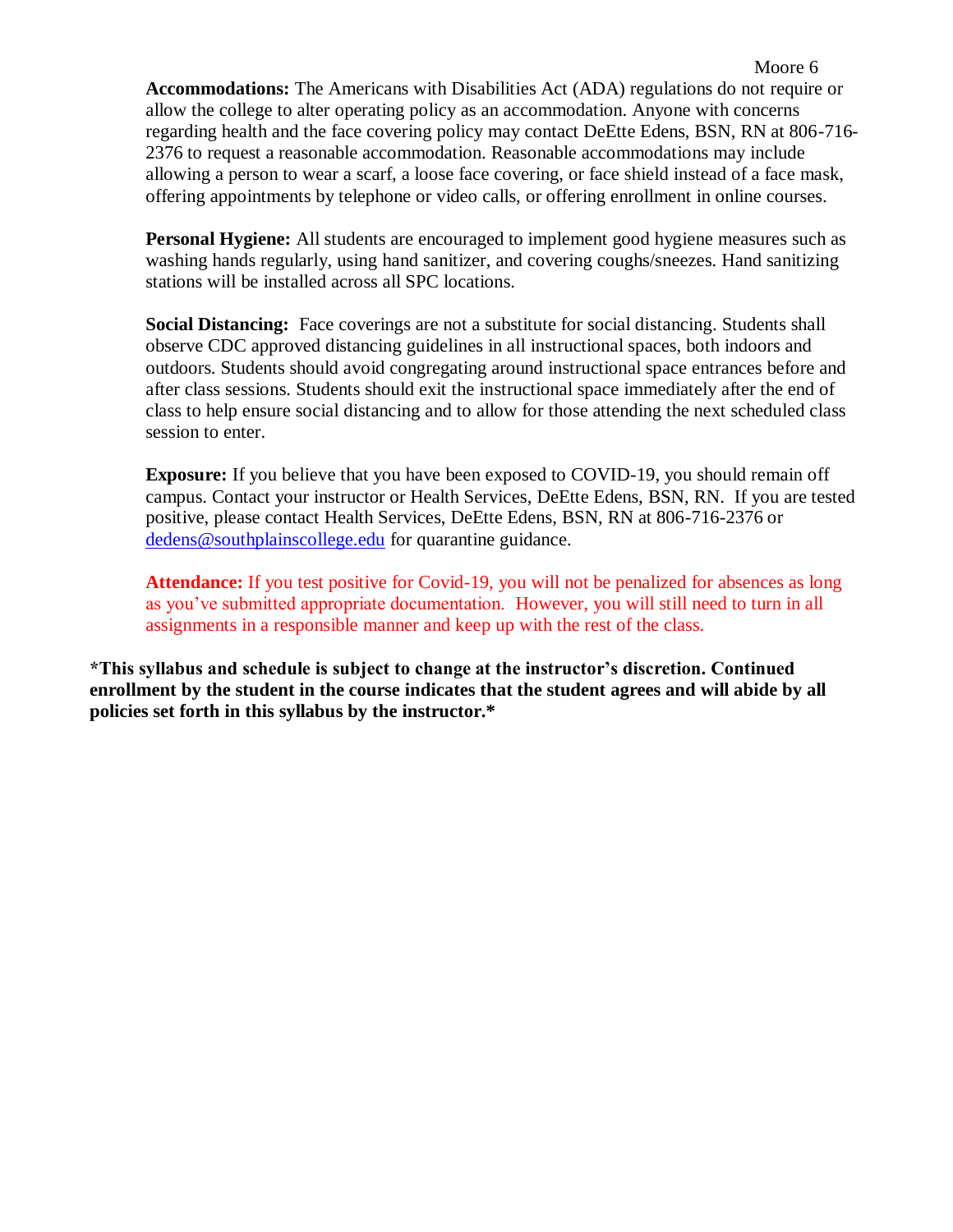**Accommodations:** The Americans with Disabilities Act (ADA) regulations do not require or allow the college to alter operating policy as an accommodation. Anyone with concerns regarding health and the face covering policy may contact DeEtte Edens, BSN, RN at 806-716-2376 to request a reasonable accommodation. Reasonable accommodations may include allowing a person to wear a scarf, a loose face covering, or face shield instead of a face mask, offering appointments by telephone or video calls, or offering enrollment in online courses.

**Personal Hygiene:** All students are encouraged to implement good hygiene measures such as washing hands regularly, using hand sanitizer, and covering coughs/sneezes. Hand sanitizing stations will be installed across all SPC locations.

**Social Distancing:** Face coverings are not a substitute for social distancing. Students shall observe CDC approved distancing guidelines in all instructional spaces, both indoors and outdoors. Students should avoid congregating around instructional space entrances before and after class sessions. Students should exit the instructional space immediately after the end of class to help ensure social distancing and to allow for those attending the next scheduled class session to enter.

**Exposure:** If you believe that you have been exposed to COVID-19, you should remain off campus. Contact your instructor or Health Services, DeEtte Edens, BSN, RN. If you are tested positive, please contact Health Services, DeEtte Edens, BSN, RN at 806-716-2376 or dedens@southplainscollege.edu for quarantine guidance.

**Attendance:** If you test positive for Covid-19, you will not be penalized for absences as long as you've submitted appropriate documentation. However, you will still need to turn in all assignments in a responsible manner and keep up with the rest of the class.

**\*This syllabus and schedule is subject to change at the instructor's discretion. Continued enrollment by the student in the course indicates that the student agrees and will abide by all policies set forth in this syllabus by the instructor.\***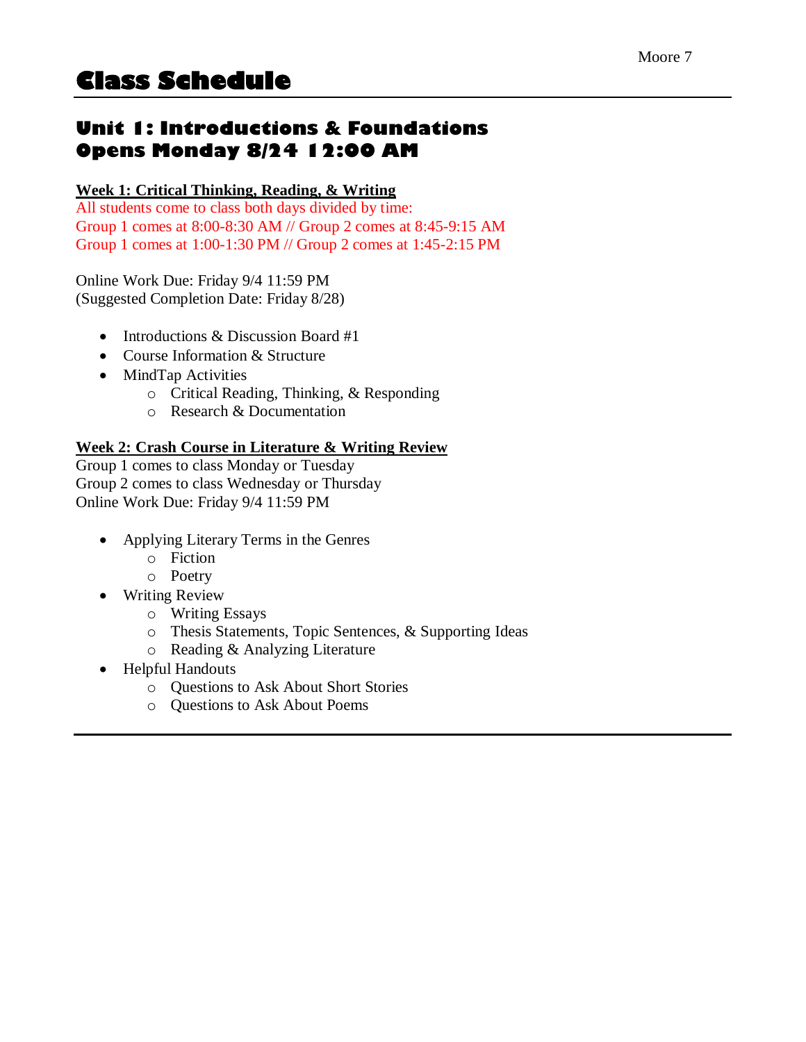# Class Schedule

## Unit 1: Introductions & Foundations
## Opens Monday 8/24 12:00 AM

**Week 1: Critical Thinking, Reading, & Writing**

All students come to class both days divided by time:
Group 1 comes at 8:00-8:30 AM // Group 2 comes at 8:45-9:15 AM
Group 1 comes at 1:00-1:30 PM // Group 2 comes at 1:45-2:15 PM

Online Work Due: Friday 9/4 11:59 PM
(Suggested Completion Date: Friday 8/28)

- Introductions & Discussion Board #1
- Course Information & Structure
- MindTap Activities
    - Critical Reading, Thinking, & Responding
    - Research & Documentation

**Week 2: Crash Course in Literature & Writing Review**

Group 1 comes to class Monday or Tuesday
Group 2 comes to class Wednesday or Thursday
Online Work Due: Friday 9/4 11:59 PM

- Applying Literary Terms in the Genres
    - Fiction
    - Poetry
- Writing Review
    - Writing Essays
    - Thesis Statements, Topic Sentences, & Supporting Ideas
    - Reading & Analyzing Literature
- Helpful Handouts
    - Questions to Ask About Short Stories
    - Questions to Ask About Poems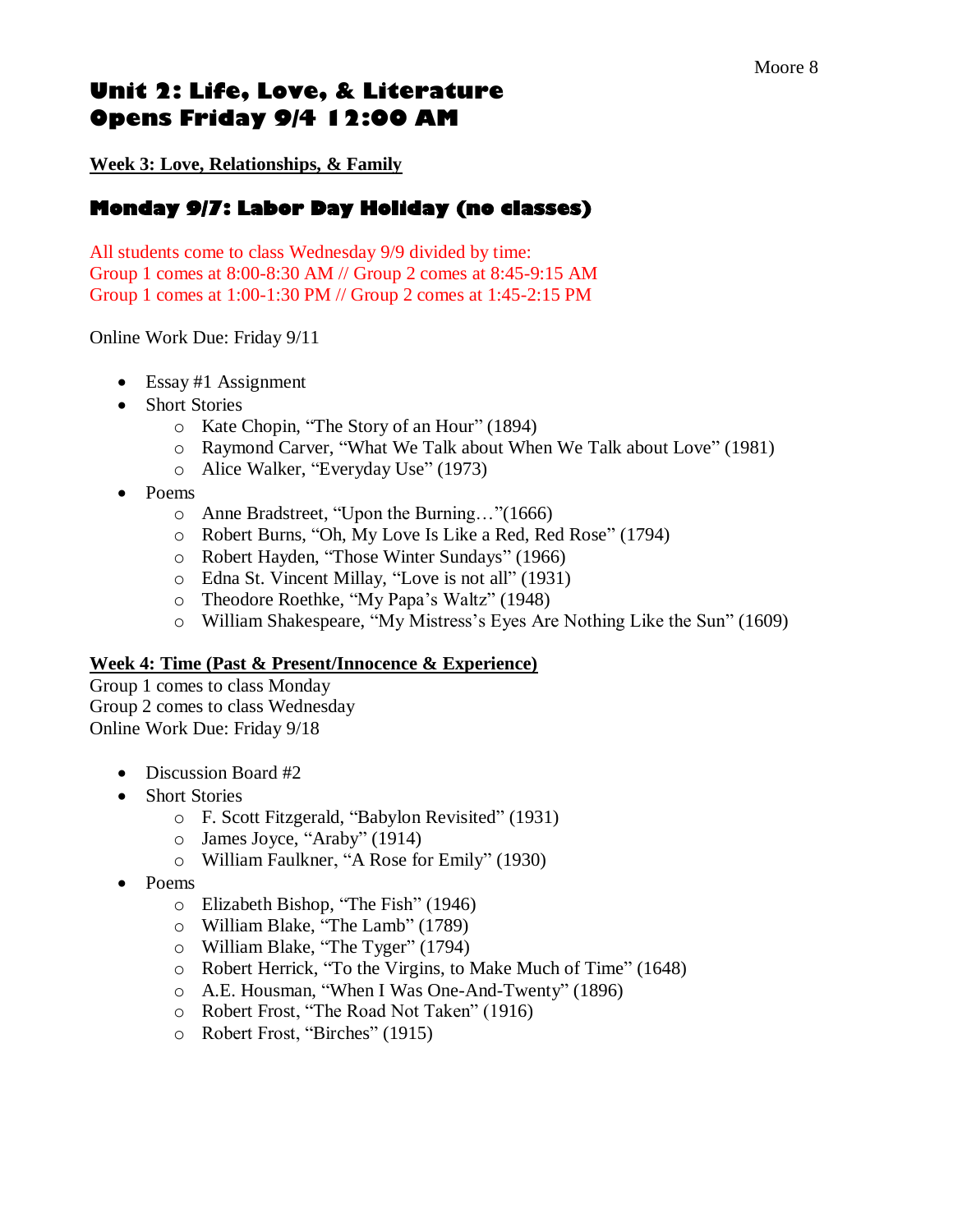# Unit 2: Life, Love, & Literature
# Opens Friday 9/4 12:00 AM

**Week 3: Love, Relationships, & Family**

## Monday 9/7: Labor Day Holiday (no classes)

All students come to class Wednesday 9/9 divided by time:
Group 1 comes at 8:00-8:30 AM // Group 2 comes at 8:45-9:15 AM
Group 1 comes at 1:00-1:30 PM // Group 2 comes at 1:45-2:15 PM

Online Work Due: Friday 9/11

- Essay #1 Assignment
- Short Stories
  - Kate Chopin, "The Story of an Hour" (1894)
  - Raymond Carver, "What We Talk about When We Talk about Love" (1981)
  - Alice Walker, "Everyday Use" (1973)
- Poems
  - Anne Bradstreet, "Upon the Burning…"(1666)
  - Robert Burns, "Oh, My Love Is Like a Red, Red Rose" (1794)
  - Robert Hayden, "Those Winter Sundays" (1966)
  - Edna St. Vincent Millay, "Love is not all" (1931)
  - Theodore Roethke, "My Papa's Waltz" (1948)
  - William Shakespeare, "My Mistress's Eyes Are Nothing Like the Sun" (1609)

**Week 4: Time (Past & Present/Innocence & Experience)**

Group 1 comes to class Monday
Group 2 comes to class Wednesday
Online Work Due: Friday 9/18

- Discussion Board #2
- Short Stories
  - F. Scott Fitzgerald, "Babylon Revisited" (1931)
  - James Joyce, "Araby" (1914)
  - William Faulkner, "A Rose for Emily" (1930)
- Poems
  - Elizabeth Bishop, "The Fish" (1946)
  - William Blake, "The Lamb" (1789)
  - William Blake, "The Tyger" (1794)
  - Robert Herrick, "To the Virgins, to Make Much of Time" (1648)
  - A.E. Housman, "When I Was One-And-Twenty" (1896)
  - Robert Frost, "The Road Not Taken" (1916)
  - Robert Frost, "Birches" (1915)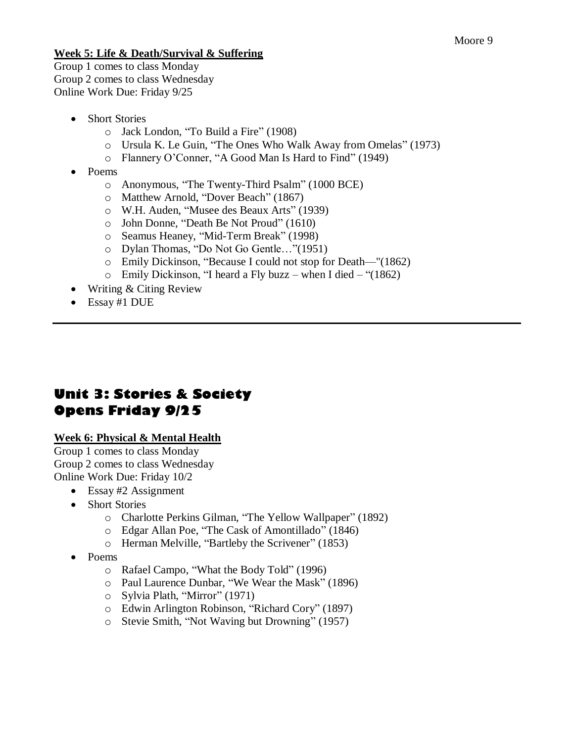**Week 5: Life & Death/Survival & Suffering**

Group 1 comes to class Monday
Group 2 comes to class Wednesday
Online Work Due: Friday 9/25

- Short Stories
  - Jack London, "To Build a Fire" (1908)
  - Ursula K. Le Guin, "The Ones Who Walk Away from Omelas" (1973)
  - Flannery O'Conner, "A Good Man Is Hard to Find" (1949)
- Poems
  - Anonymous, "The Twenty-Third Psalm" (1000 BCE)
  - Matthew Arnold, "Dover Beach" (1867)
  - W.H. Auden, "Musee des Beaux Arts" (1939)
  - John Donne, "Death Be Not Proud" (1610)
  - Seamus Heaney, "Mid-Term Break" (1998)
  - Dylan Thomas, "Do Not Go Gentle…"(1951)
  - Emily Dickinson, "Because I could not stop for Death—"(1862)
  - Emily Dickinson, "I heard a Fly buzz – when I died – "(1862)
- Writing & Citing Review
- Essay #1 DUE

---

# Unit 3: Stories & Society
# Opens Friday 9/25

**Week 6: Physical & Mental Health**

Group 1 comes to class Monday
Group 2 comes to class Wednesday
Online Work Due: Friday 10/2

- Essay #2 Assignment
- Short Stories
  - Charlotte Perkins Gilman, "The Yellow Wallpaper" (1892)
  - Edgar Allan Poe, "The Cask of Amontillado" (1846)
  - Herman Melville, "Bartleby the Scrivener" (1853)
- Poems
  - Rafael Campo, "What the Body Told" (1996)
  - Paul Laurence Dunbar, "We Wear the Mask" (1896)
  - Sylvia Plath, "Mirror" (1971)
  - Edwin Arlington Robinson, "Richard Cory" (1897)
  - Stevie Smith, "Not Waving but Drowning" (1957)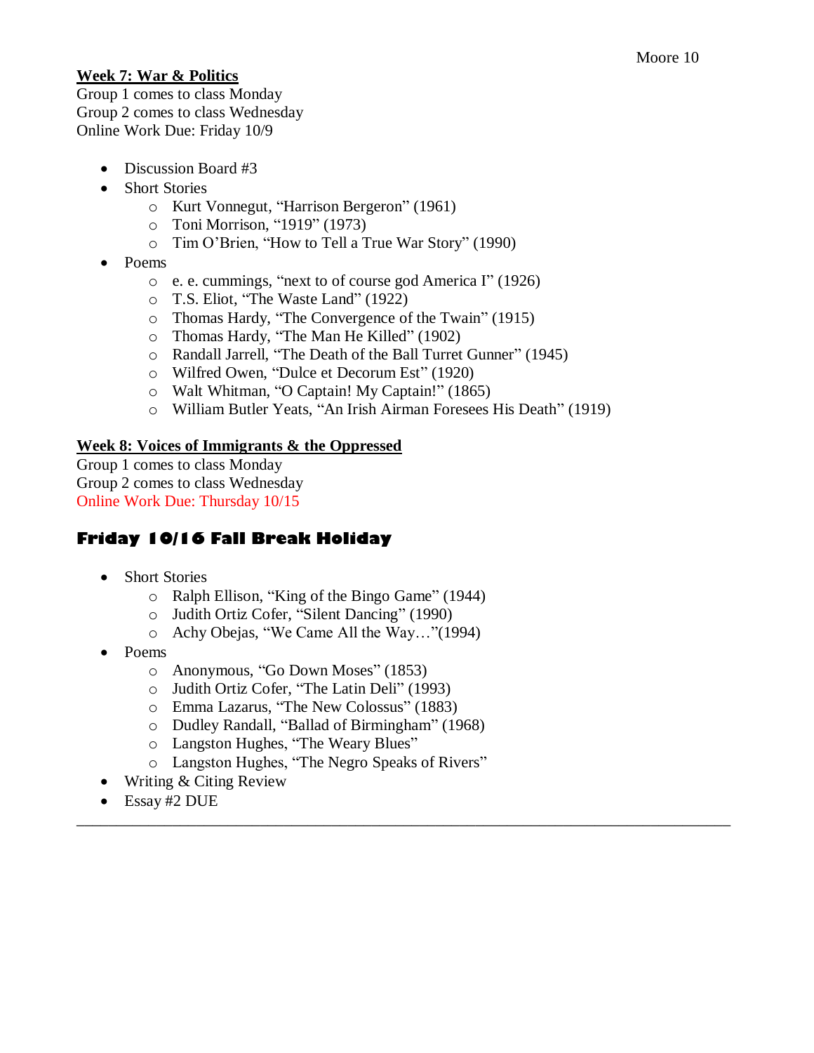## **Week 7: War & Politics**

Group 1 comes to class Monday
Group 2 comes to class Wednesday
Online Work Due: Friday 10/9

- Discussion Board #3
- Short Stories
    - Kurt Vonnegut, "Harrison Bergeron" (1961)
    - Toni Morrison, "1919" (1973)
    - Tim O'Brien, "How to Tell a True War Story" (1990)
- Poems
    - e. e. cummings, "next to of course god America I" (1926)
    - T.S. Eliot, "The Waste Land" (1922)
    - Thomas Hardy, "The Convergence of the Twain" (1915)
    - Thomas Hardy, "The Man He Killed" (1902)
    - Randall Jarrell, "The Death of the Ball Turret Gunner" (1945)
    - Wilfred Owen, "Dulce et Decorum Est" (1920)
    - Walt Whitman, "O Captain! My Captain!" (1865)
    - William Butler Yeats, "An Irish Airman Foresees His Death" (1919)

## **Week 8: Voices of Immigrants & the Oppressed**

Group 1 comes to class Monday
Group 2 comes to class Wednesday
Online Work Due: Thursday 10/15

### **Friday 10/16 Fall Break Holiday**

- Short Stories
    - Ralph Ellison, "King of the Bingo Game" (1944)
    - Judith Ortiz Cofer, "Silent Dancing" (1990)
    - Achy Obejas, "We Came All the Way…"(1994)
- Poems
    - Anonymous, "Go Down Moses" (1853)
    - Judith Ortiz Cofer, "The Latin Deli" (1993)
    - Emma Lazarus, "The New Colossus" (1883)
    - Dudley Randall, "Ballad of Birmingham" (1968)
    - Langston Hughes, "The Weary Blues"
    - Langston Hughes, "The Negro Speaks of Rivers"
- Writing & Citing Review
- Essay #2 DUE

---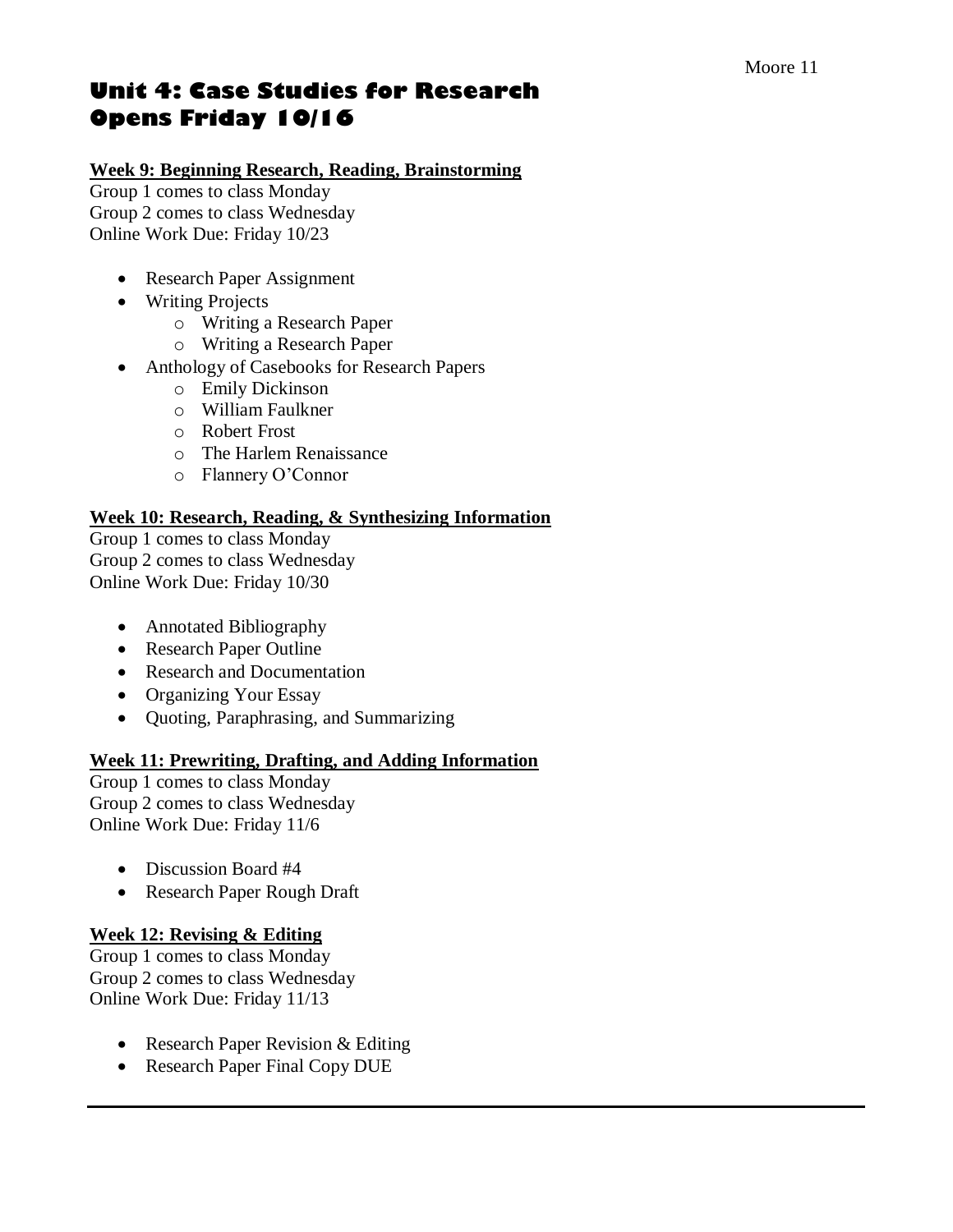# Unit 4: Case Studies for Research
# Opens Friday 10/16

**Week 9: Beginning Research, Reading, Brainstorming**

Group 1 comes to class Monday
Group 2 comes to class Wednesday
Online Work Due: Friday 10/23

- Research Paper Assignment
- Writing Projects
    - Writing a Research Paper
    - Writing a Research Paper
- Anthology of Casebooks for Research Papers
    - Emily Dickinson
    - William Faulkner
    - Robert Frost
    - The Harlem Renaissance
    - Flannery O'Connor

**Week 10: Research, Reading, & Synthesizing Information**

Group 1 comes to class Monday
Group 2 comes to class Wednesday
Online Work Due: Friday 10/30

- Annotated Bibliography
- Research Paper Outline
- Research and Documentation
- Organizing Your Essay
- Quoting, Paraphrasing, and Summarizing

**Week 11: Prewriting, Drafting, and Adding Information**

Group 1 comes to class Monday
Group 2 comes to class Wednesday
Online Work Due: Friday 11/6

- Discussion Board #4
- Research Paper Rough Draft

**Week 12: Revising & Editing**

Group 1 comes to class Monday
Group 2 comes to class Wednesday
Online Work Due: Friday 11/13

- Research Paper Revision & Editing
- Research Paper Final Copy DUE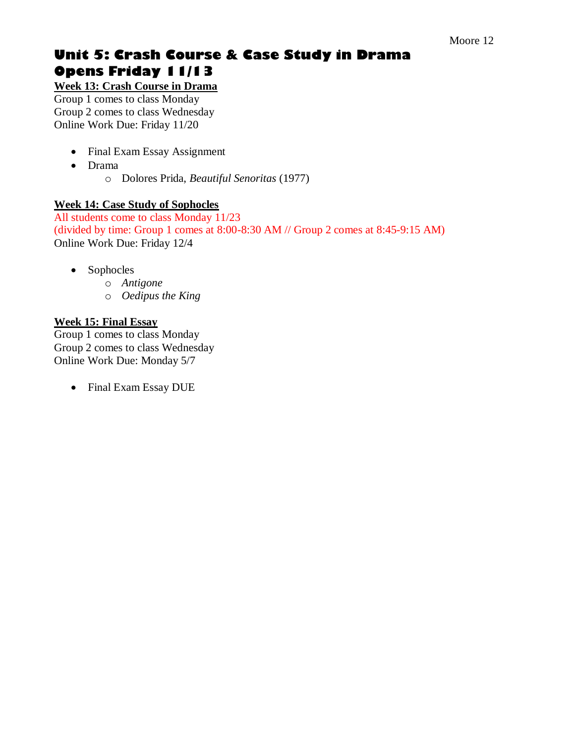# Unit 5: Crash Course & Case Study in Drama
# Opens Friday 11/13

**Week 13: Crash Course in Drama**

Group 1 comes to class Monday
Group 2 comes to class Wednesday
Online Work Due: Friday 11/20

- Final Exam Essay Assignment
- Drama
  - Dolores Prida, *Beautiful Senoritas* (1977)

**Week 14: Case Study of Sophocles**

All students come to class Monday 11/23
(divided by time: Group 1 comes at 8:00-8:30 AM // Group 2 comes at 8:45-9:15 AM)
Online Work Due: Friday 12/4

- Sophocles
  - *Antigone*
  - *Oedipus the King*

**Week 15: Final Essay**

Group 1 comes to class Monday
Group 2 comes to class Wednesday
Online Work Due: Monday 5/7

- Final Exam Essay DUE